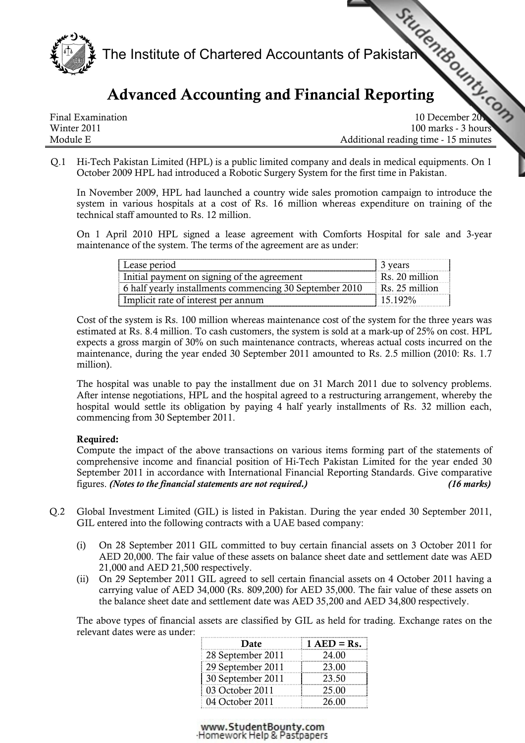# The Institute of Chartered Accountants of Pakistan

## Advanced Accounting and Financial Reporting

| | |
|---|---|
| Final Examination | 10 December 2011 |
| Winter 2011 | 100 marks - 3 hours |
| Module E | Additional reading time - 15 minutes |

Q.1 Hi-Tech Pakistan Limited (HPL) is a public limited company and deals in medical equipments. On 1 October 2009 HPL had introduced a Robotic Surgery System for the first time in Pakistan.

In November 2009, HPL had launched a country wide sales promotion campaign to introduce the system in various hospitals at a cost of Rs. 16 million whereas expenditure on training of the technical staff amounted to Rs. 12 million.

On 1 April 2010 HPL signed a lease agreement with Comforts Hospital for sale and 3-year maintenance of the system. The terms of the agreement are as under:

| | |
|---|---|
| Lease period | 3 years |
| Initial payment on signing of the agreement | Rs. 20 million |
| 6 half yearly installments commencing 30 September 2010 | Rs. 25 million |
| Implicit rate of interest per annum | 15.192% |

Cost of the system is Rs. 100 million whereas maintenance cost of the system for the three years was estimated at Rs. 8.4 million. To cash customers, the system is sold at a mark-up of 25% on cost. HPL expects a gross margin of 30% on such maintenance contracts, whereas actual costs incurred on the maintenance, during the year ended 30 September 2011 amounted to Rs. 2.5 million (2010: Rs. 1.7 million).

The hospital was unable to pay the installment due on 31 March 2011 due to solvency problems. After intense negotiations, HPL and the hospital agreed to a restructuring arrangement, whereby the hospital would settle its obligation by paying 4 half yearly installments of Rs. 32 million each, commencing from 30 September 2011.

**Required:**
Compute the impact of the above transactions on various items forming part of the statements of comprehensive income and financial position of Hi-Tech Pakistan Limited for the year ended 30 September 2011 in accordance with International Financial Reporting Standards. Give comparative figures. ***(Notes to the financial statements are not required.)*** ***(16 marks)***

Q.2 Global Investment Limited (GIL) is listed in Pakistan. During the year ended 30 September 2011, GIL entered into the following contracts with a UAE based company:

(i) On 28 September 2011 GIL committed to buy certain financial assets on 3 October 2011 for AED 20,000. The fair value of these assets on balance sheet date and settlement date was AED 21,000 and AED 21,500 respectively.

(ii) On 29 September 2011 GIL agreed to sell certain financial assets on 4 October 2011 having a carrying value of AED 34,000 (Rs. 809,200) for AED 35,000. The fair value of these assets on the balance sheet date and settlement date was AED 35,200 and AED 34,800 respectively.

The above types of financial assets are classified by GIL as held for trading. Exchange rates on the relevant dates were as under:

| Date | 1 AED = Rs. |
|---|---|
| 28 September 2011 | 24.00 |
| 29 September 2011 | 23.00 |
| 30 September 2011 | 23.50 |
| 03 October 2011 | 25.00 |
| 04 October 2011 | 26.00 |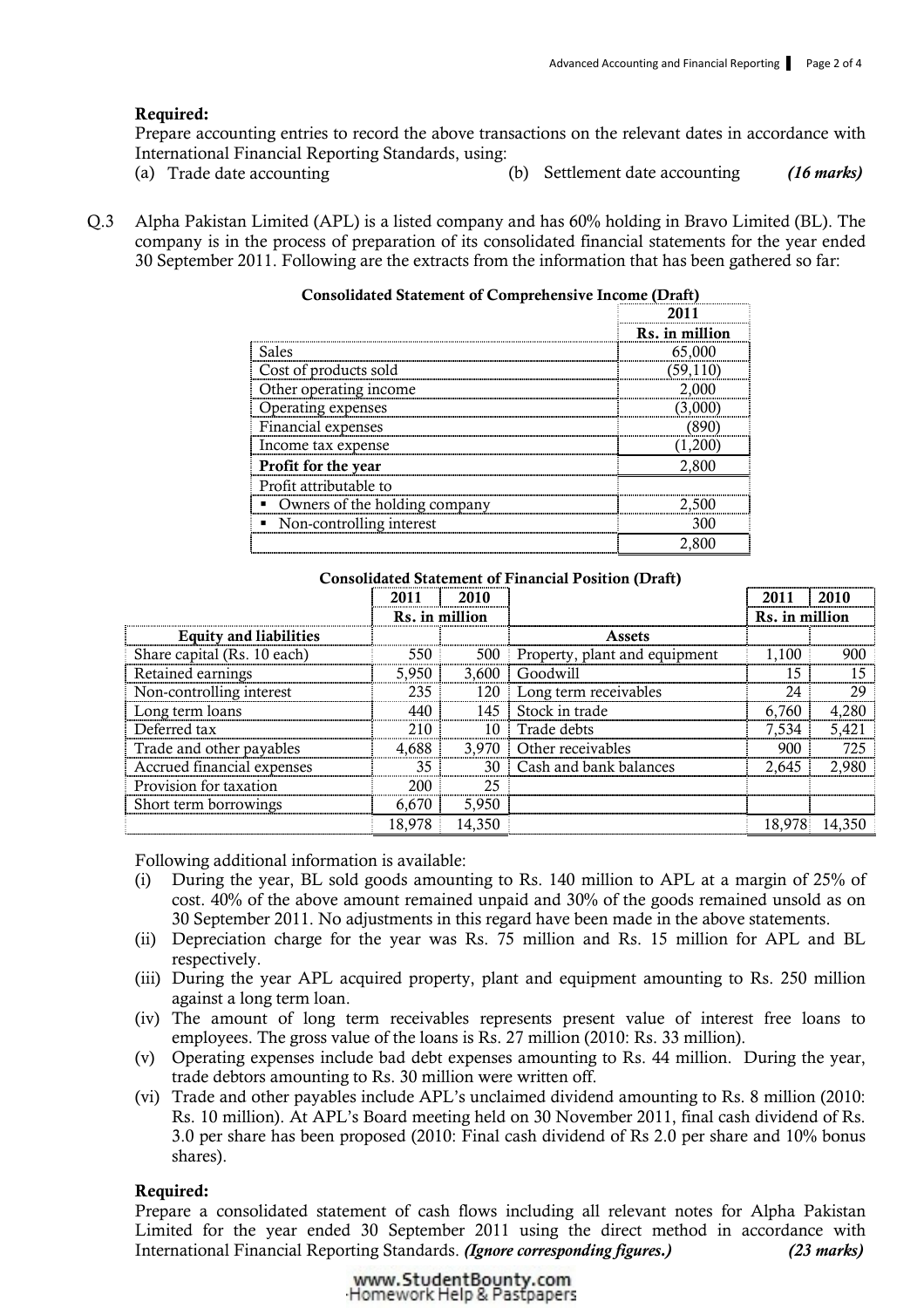**Required:**

Prepare accounting entries to record the above transactions on the relevant dates in accordance with International Financial Reporting Standards, using:

(a) Trade date accounting (b) Settlement date accounting *(16 marks)*

Q.3 Alpha Pakistan Limited (APL) is a listed company and has 60% holding in Bravo Limited (BL). The company is in the process of preparation of its consolidated financial statements for the year ended 30 September 2011. Following are the extracts from the information that has been gathered so far:

**Consolidated Statement of Comprehensive Income (Draft)**

| | 2011 |
|---|---|
| | Rs. in million |
| Sales | 65,000 |
| Cost of products sold | (59,110) |
| Other operating income | 2,000 |
| Operating expenses | (3,000) |
| Financial expenses | (890) |
| Income tax expense | (1,200) |
| **Profit for the year** | 2,800 |
| Profit attributable to | |
| ▪ Owners of the holding company | 2,500 |
| ▪ Non-controlling interest | 300 |
| | 2,800 |

**Consolidated Statement of Financial Position (Draft)**

| | 2011 | 2010 | | 2011 | 2010 |
|---|---|---|---|---|---|
| | Rs. in million | | | Rs. in million | |
| **Equity and liabilities** | | | **Assets** | | |
| Share capital (Rs. 10 each) | 550 | 500 | Property, plant and equipment | 1,100 | 900 |
| Retained earnings | 5,950 | 3,600 | Goodwill | 15 | 15 |
| Non-controlling interest | 235 | 120 | Long term receivables | 24 | 29 |
| Long term loans | 440 | 145 | Stock in trade | 6,760 | 4,280 |
| Deferred tax | 210 | 10 | Trade debts | 7,534 | 5,421 |
| Trade and other payables | 4,688 | 3,970 | Other receivables | 900 | 725 |
| Accrued financial expenses | 35 | 30 | Cash and bank balances | 2,645 | 2,980 |
| Provision for taxation | 200 | 25 | | | |
| Short term borrowings | 6,670 | 5,950 | | | |
| | 18,978 | 14,350 | | 18,978 | 14,350 |

Following additional information is available:

(i) During the year, BL sold goods amounting to Rs. 140 million to APL at a margin of 25% of cost. 40% of the above amount remained unpaid and 30% of the goods remained unsold as on 30 September 2011. No adjustments in this regard have been made in the above statements.

(ii) Depreciation charge for the year was Rs. 75 million and Rs. 15 million for APL and BL respectively.

(iii) During the year APL acquired property, plant and equipment amounting to Rs. 250 million against a long term loan.

(iv) The amount of long term receivables represents present value of interest free loans to employees. The gross value of the loans is Rs. 27 million (2010: Rs. 33 million).

(v) Operating expenses include bad debt expenses amounting to Rs. 44 million. During the year, trade debtors amounting to Rs. 30 million were written off.

(vi) Trade and other payables include APL's unclaimed dividend amounting to Rs. 8 million (2010: Rs. 10 million). At APL's Board meeting held on 30 November 2011, final cash dividend of Rs. 3.0 per share has been proposed (2010: Final cash dividend of Rs 2.0 per share and 10% bonus shares).

**Required:**

Prepare a consolidated statement of cash flows including all relevant notes for Alpha Pakistan Limited for the year ended 30 September 2011 using the direct method in accordance with International Financial Reporting Standards. ***(Ignore corresponding figures.)*** *(23 marks)*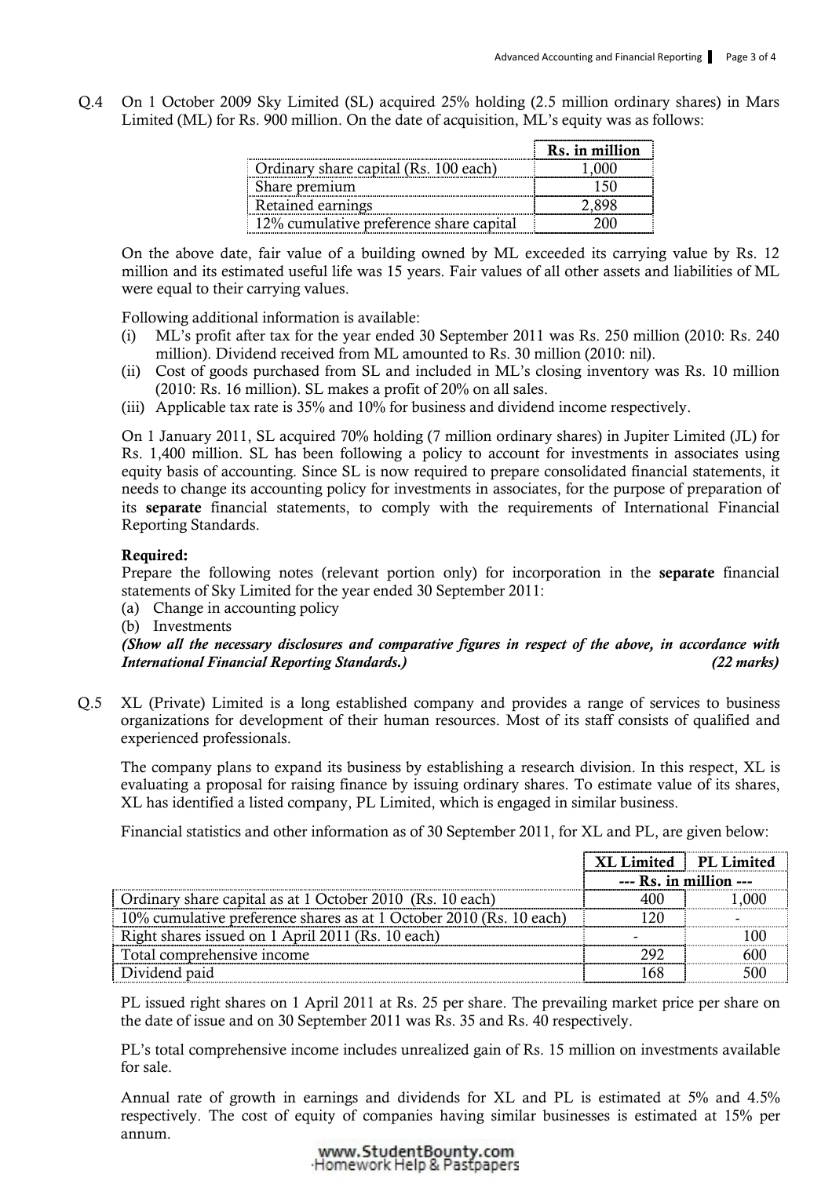Q.4 On 1 October 2009 Sky Limited (SL) acquired 25% holding (2.5 million ordinary shares) in Mars Limited (ML) for Rs. 900 million. On the date of acquisition, ML's equity was as follows:

| | Rs. in million |
|---|---|
| Ordinary share capital (Rs. 100 each) | 1,000 |
| Share premium | 150 |
| Retained earnings | 2,898 |
| 12% cumulative preference share capital | 200 |

On the above date, fair value of a building owned by ML exceeded its carrying value by Rs. 12 million and its estimated useful life was 15 years. Fair values of all other assets and liabilities of ML were equal to their carrying values.

Following additional information is available:

(i) ML's profit after tax for the year ended 30 September 2011 was Rs. 250 million (2010: Rs. 240 million). Dividend received from ML amounted to Rs. 30 million (2010: nil).

(ii) Cost of goods purchased from SL and included in ML's closing inventory was Rs. 10 million (2010: Rs. 16 million). SL makes a profit of 20% on all sales.

(iii) Applicable tax rate is 35% and 10% for business and dividend income respectively.

On 1 January 2011, SL acquired 70% holding (7 million ordinary shares) in Jupiter Limited (JL) for Rs. 1,400 million. SL has been following a policy to account for investments in associates using equity basis of accounting. Since SL is now required to prepare consolidated financial statements, it needs to change its accounting policy for investments in associates, for the purpose of preparation of its **separate** financial statements, to comply with the requirements of International Financial Reporting Standards.

**Required:**

Prepare the following notes (relevant portion only) for incorporation in the **separate** financial statements of Sky Limited for the year ended 30 September 2011:

(a) Change in accounting policy

(b) Investments

***(Show all the necessary disclosures and comparative figures in respect of the above, in accordance with International Financial Reporting Standards.)*** ***(22 marks)***

Q.5 XL (Private) Limited is a long established company and provides a range of services to business organizations for development of their human resources. Most of its staff consists of qualified and experienced professionals.

The company plans to expand its business by establishing a research division. In this respect, XL is evaluating a proposal for raising finance by issuing ordinary shares. To estimate value of its shares, XL has identified a listed company, PL Limited, which is engaged in similar business.

Financial statistics and other information as of 30 September 2011, for XL and PL, are given below:

| | XL Limited | PL Limited |
|---|---|---|
| | --- Rs. in million --- | |
| Ordinary share capital as at 1 October 2010 (Rs. 10 each) | 400 | 1,000 |
| 10% cumulative preference shares as at 1 October 2010 (Rs. 10 each) | 120 | - |
| Right shares issued on 1 April 2011 (Rs. 10 each) | - | 100 |
| Total comprehensive income | 292 | 600 |
| Dividend paid | 168 | 500 |

PL issued right shares on 1 April 2011 at Rs. 25 per share. The prevailing market price per share on the date of issue and on 30 September 2011 was Rs. 35 and Rs. 40 respectively.

PL's total comprehensive income includes unrealized gain of Rs. 15 million on investments available for sale.

Annual rate of growth in earnings and dividends for XL and PL is estimated at 5% and 4.5% respectively. The cost of equity of companies having similar businesses is estimated at 15% per annum.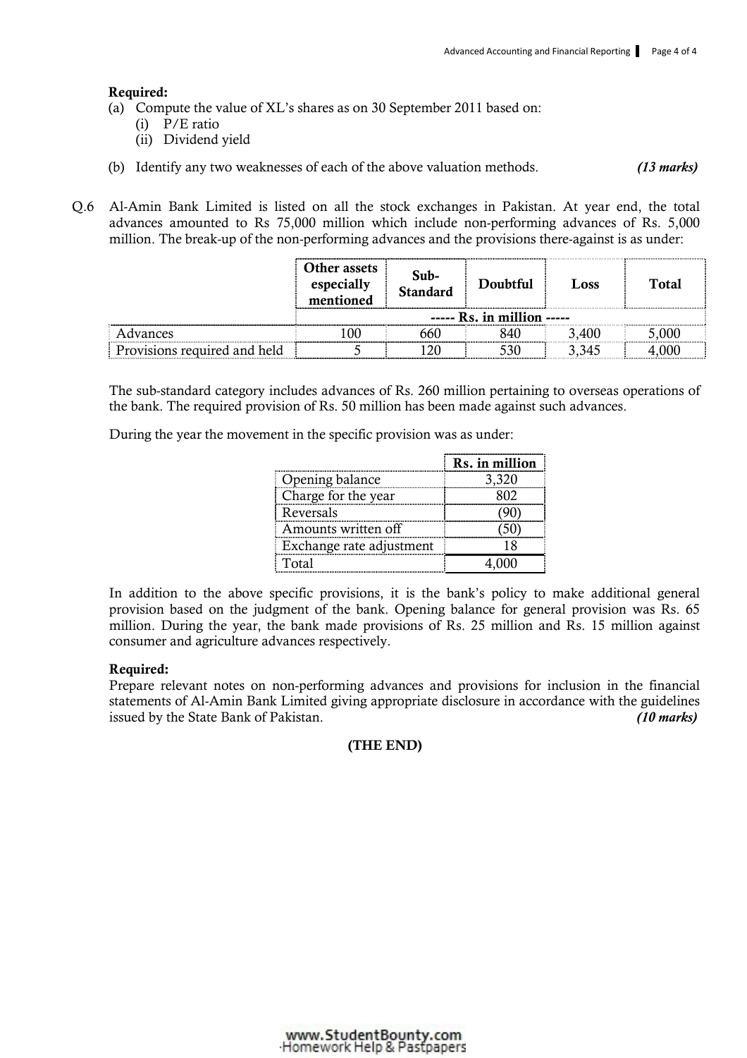**Required:**

(a) Compute the value of XL's shares as on 30 September 2011 based on:
   (i) P/E ratio
   (ii) Dividend yield

(b) Identify any two weaknesses of each of the above valuation methods. ***(13 marks)***

Q.6 Al-Amin Bank Limited is listed on all the stock exchanges in Pakistan. At year end, the total advances amounted to Rs 75,000 million which include non-performing advances of Rs. 5,000 million. The break-up of the non-performing advances and the provisions there-against is as under:

| | Other assets especially mentioned | Sub-Standard | Doubtful | Loss | Total |
|---|---|---|---|---|---|
| | ----- Rs. in million ----- | | | | |
| Advances | 100 | 660 | 840 | 3,400 | 5,000 |
| Provisions required and held | 5 | 120 | 530 | 3,345 | 4,000 |

The sub-standard category includes advances of Rs. 260 million pertaining to overseas operations of the bank. The required provision of Rs. 50 million has been made against such advances.

During the year the movement in the specific provision was as under:

| | Rs. in million |
|---|---|
| Opening balance | 3,320 |
| Charge for the year | 802 |
| Reversals | (90) |
| Amounts written off | (50) |
| Exchange rate adjustment | 18 |
| Total | 4,000 |

In addition to the above specific provisions, it is the bank's policy to make additional general provision based on the judgment of the bank. Opening balance for general provision was Rs. 65 million. During the year, the bank made provisions of Rs. 25 million and Rs. 15 million against consumer and agriculture advances respectively.

**Required:**

Prepare relevant notes on non-performing advances and provisions for inclusion in the financial statements of Al-Amin Bank Limited giving appropriate disclosure in accordance with the guidelines issued by the State Bank of Pakistan. ***(10 marks)***

**(THE END)**